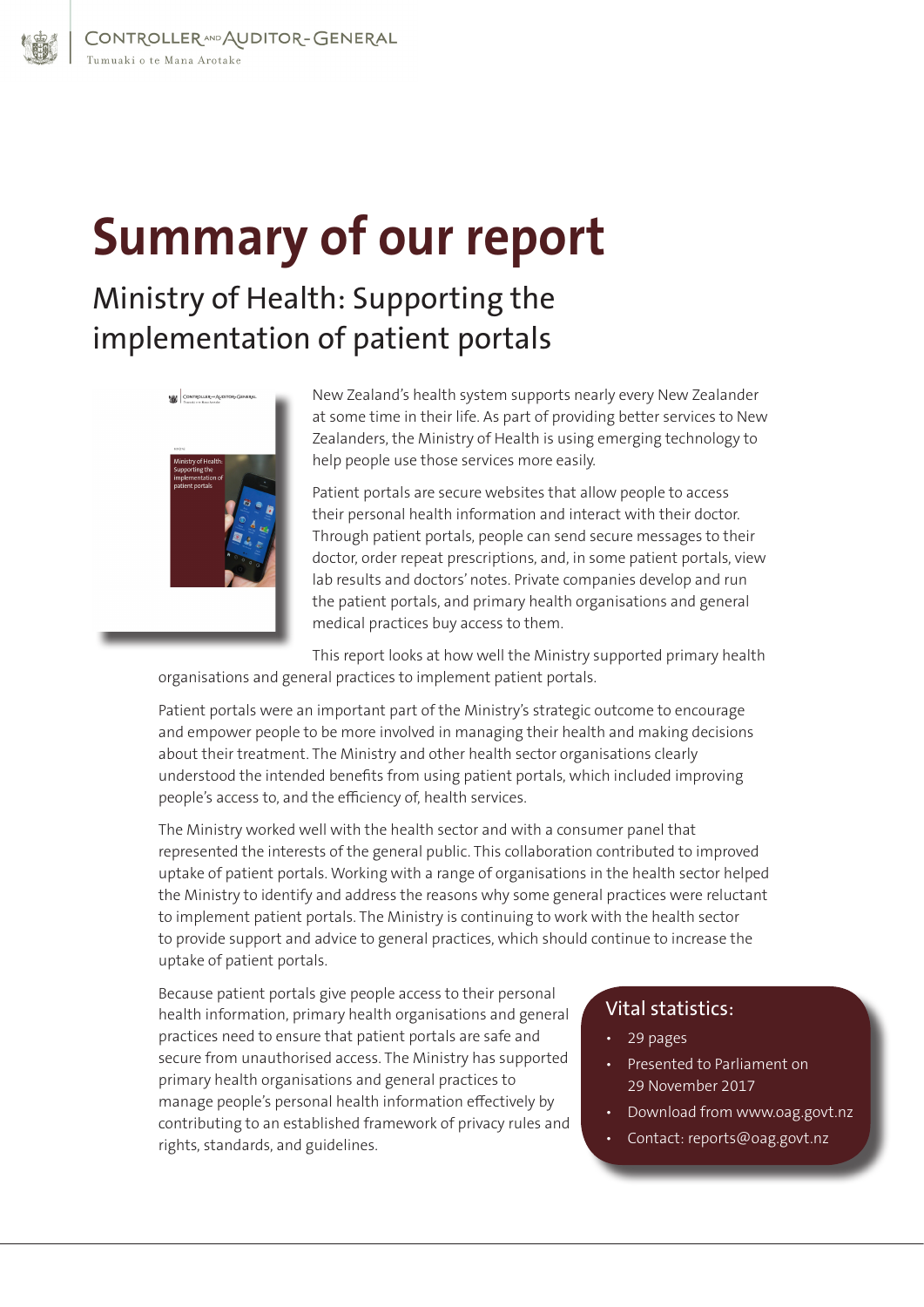Controller and Auditor-General
Tumuaki o te Mana Arotake

# Summary of our report

## Ministry of Health: Supporting the implementation of patient portals

New Zealand's health system supports nearly every New Zealander at some time in their life. As part of providing better services to New Zealanders, the Ministry of Health is using emerging technology to help people use those services more easily.

Patient portals are secure websites that allow people to access their personal health information and interact with their doctor. Through patient portals, people can send secure messages to their doctor, order repeat prescriptions, and, in some patient portals, view lab results and doctors' notes. Private companies develop and run the patient portals, and primary health organisations and general medical practices buy access to them.

This report looks at how well the Ministry supported primary health organisations and general practices to implement patient portals.

Patient portals were an important part of the Ministry's strategic outcome to encourage and empower people to be more involved in managing their health and making decisions about their treatment. The Ministry and other health sector organisations clearly understood the intended benefits from using patient portals, which included improving people's access to, and the efficiency of, health services.

The Ministry worked well with the health sector and with a consumer panel that represented the interests of the general public. This collaboration contributed to improved uptake of patient portals. Working with a range of organisations in the health sector helped the Ministry to identify and address the reasons why some general practices were reluctant to implement patient portals. The Ministry is continuing to work with the health sector to provide support and advice to general practices, which should continue to increase the uptake of patient portals.

Because patient portals give people access to their personal health information, primary health organisations and general practices need to ensure that patient portals are safe and secure from unauthorised access. The Ministry has supported primary health organisations and general practices to manage people's personal health information effectively by contributing to an established framework of privacy rules and rights, standards, and guidelines.

### Vital statistics:

- 29 pages
- Presented to Parliament on 29 November 2017
- Download from www.oag.govt.nz
- Contact: reports@oag.govt.nz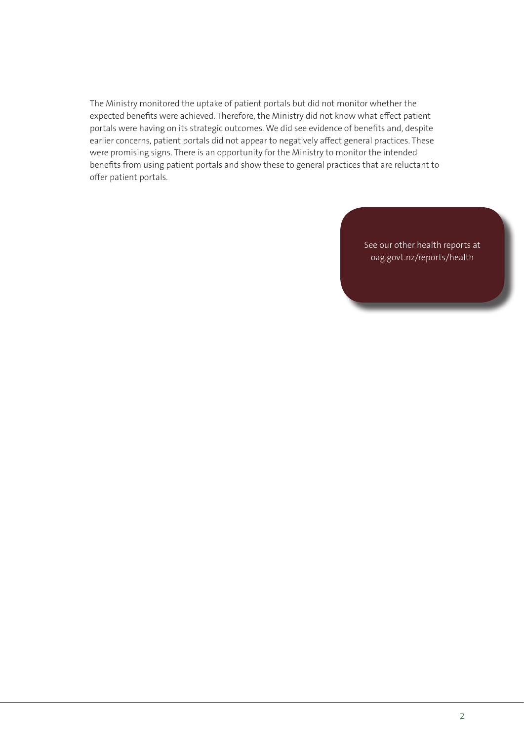The Ministry monitored the uptake of patient portals but did not monitor whether the expected benefits were achieved. Therefore, the Ministry did not know what effect patient portals were having on its strategic outcomes. We did see evidence of benefits and, despite earlier concerns, patient portals did not appear to negatively affect general practices. These were promising signs. There is an opportunity for the Ministry to monitor the intended benefits from using patient portals and show these to general practices that are reluctant to offer patient portals.

See our other health reports at oag.govt.nz/reports/health